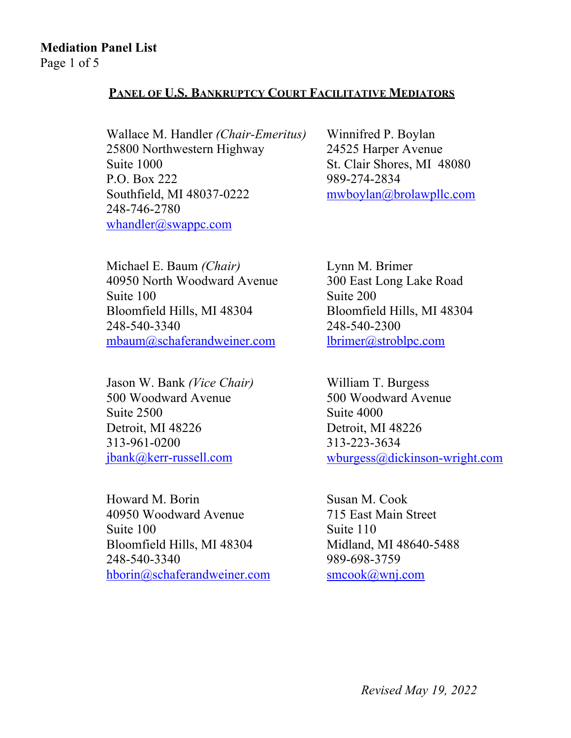**Mediation Panel List**

## PANEL OF U.S. BANKRUPTCY COURT FACILITATIVE MEDIATORS

Wallace M. Handler *(Chair-Emeritus)*
25800 Northwestern Highway
Suite 1000
P.O. Box 222
Southfield, MI 48037-0222
248-746-2780
whandler@swappc.com

Michael E. Baum *(Chair)*
40950 North Woodward Avenue
Suite 100
Bloomfield Hills, MI 48304
248-540-3340
mbaum@schaferandweiner.com

Jason W. Bank *(Vice Chair)*
500 Woodward Avenue
Suite 2500
Detroit, MI 48226
313-961-0200
jbank@kerr-russell.com

Howard M. Borin
40950 Woodward Avenue
Suite 100
Bloomfield Hills, MI 48304
248-540-3340
hborin@schaferandweiner.com

Winnifred P. Boylan
24525 Harper Avenue
St. Clair Shores, MI 48080
989-274-2834
mwboylan@brolawpllc.com

Lynn M. Brimer
300 East Long Lake Road
Suite 200
Bloomfield Hills, MI 48304
248-540-2300
lbrimer@stroblpc.com

William T. Burgess
500 Woodward Avenue
Suite 4000
Detroit, MI 48226
313-223-3634
wburgess@dickinson-wright.com

Susan M. Cook
715 East Main Street
Suite 110
Midland, MI 48640-5488
989-698-3759
smcook@wnj.com

*Revised May 19, 2022*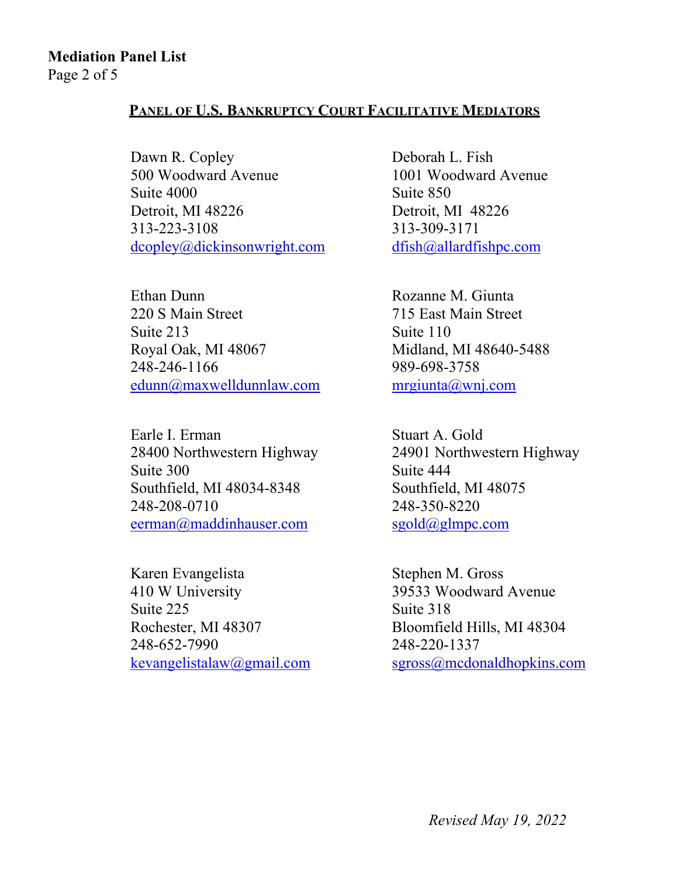## PANEL OF U.S. BANKRUPTCY COURT FACILITATIVE MEDIATORS

Dawn R. Copley
500 Woodward Avenue
Suite 4000
Detroit, MI 48226
313-223-3108
dcopley@dickinsonwright.com

Ethan Dunn
220 S Main Street
Suite 213
Royal Oak, MI 48067
248-246-1166
edunn@maxwelldunnlaw.com

Earle I. Erman
28400 Northwestern Highway
Suite 300
Southfield, MI 48034-8348
248-208-0710
eerman@maddinhauser.com

Karen Evangelista
410 W University
Suite 225
Rochester, MI 48307
248-652-7990
kevangelistalaw@gmail.com

Deborah L. Fish
1001 Woodward Avenue
Suite 850
Detroit, MI 48226
313-309-3171
dfish@allardfishpc.com

Rozanne M. Giunta
715 East Main Street
Suite 110
Midland, MI 48640-5488
989-698-3758
mrgiunta@wnj.com

Stuart A. Gold
24901 Northwestern Highway
Suite 444
Southfield, MI 48075
248-350-8220
sgold@glmpc.com

Stephen M. Gross
39533 Woodward Avenue
Suite 318
Bloomfield Hills, MI 48304
248-220-1337
sgross@mcdonaldhopkins.com

*Revised May 19, 2022*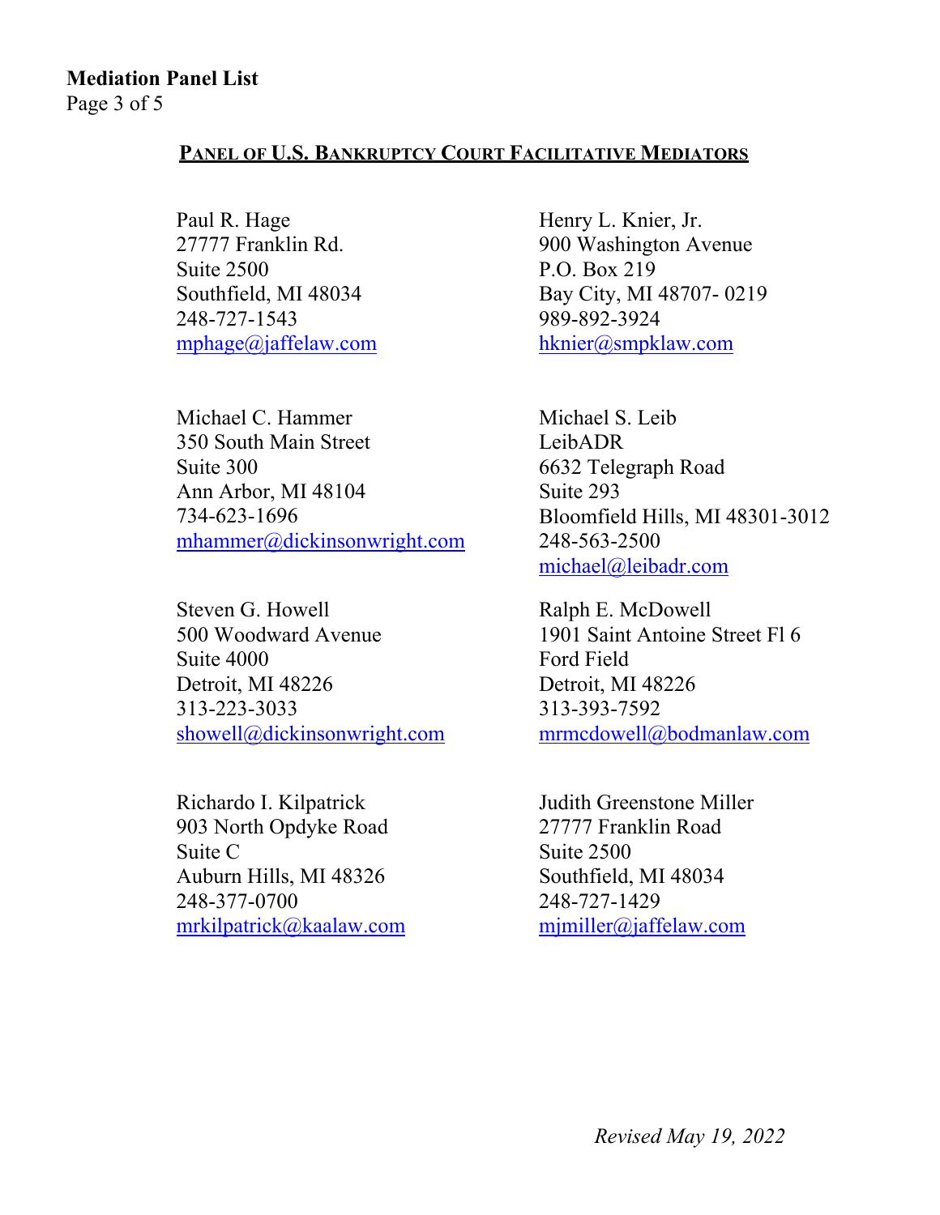**Mediation Panel List**

## PANEL OF U.S. BANKRUPTCY COURT FACILITATIVE MEDIATORS

Paul R. Hage
27777 Franklin Rd.
Suite 2500
Southfield, MI 48034
248-727-1543
mphage@jaffelaw.com

Michael C. Hammer
350 South Main Street
Suite 300
Ann Arbor, MI 48104
734-623-1696
mhammer@dickinsonwright.com

Steven G. Howell
500 Woodward Avenue
Suite 4000
Detroit, MI 48226
313-223-3033
showell@dickinsonwright.com

Richardo I. Kilpatrick
903 North Opdyke Road
Suite C
Auburn Hills, MI 48326
248-377-0700
mrkilpatrick@kaalaw.com

Henry L. Knier, Jr.
900 Washington Avenue
P.O. Box 219
Bay City, MI 48707- 0219
989-892-3924
hknier@smpklaw.com

Michael S. Leib
LeibADR
6632 Telegraph Road
Suite 293
Bloomfield Hills, MI 48301-3012
248-563-2500
michael@leibadr.com

Ralph E. McDowell
1901 Saint Antoine Street Fl 6
Ford Field
Detroit, MI 48226
313-393-7592
mrmcdowell@bodmanlaw.com

Judith Greenstone Miller
27777 Franklin Road
Suite 2500
Southfield, MI 48034
248-727-1429
mjmiller@jaffelaw.com

*Revised May 19, 2022*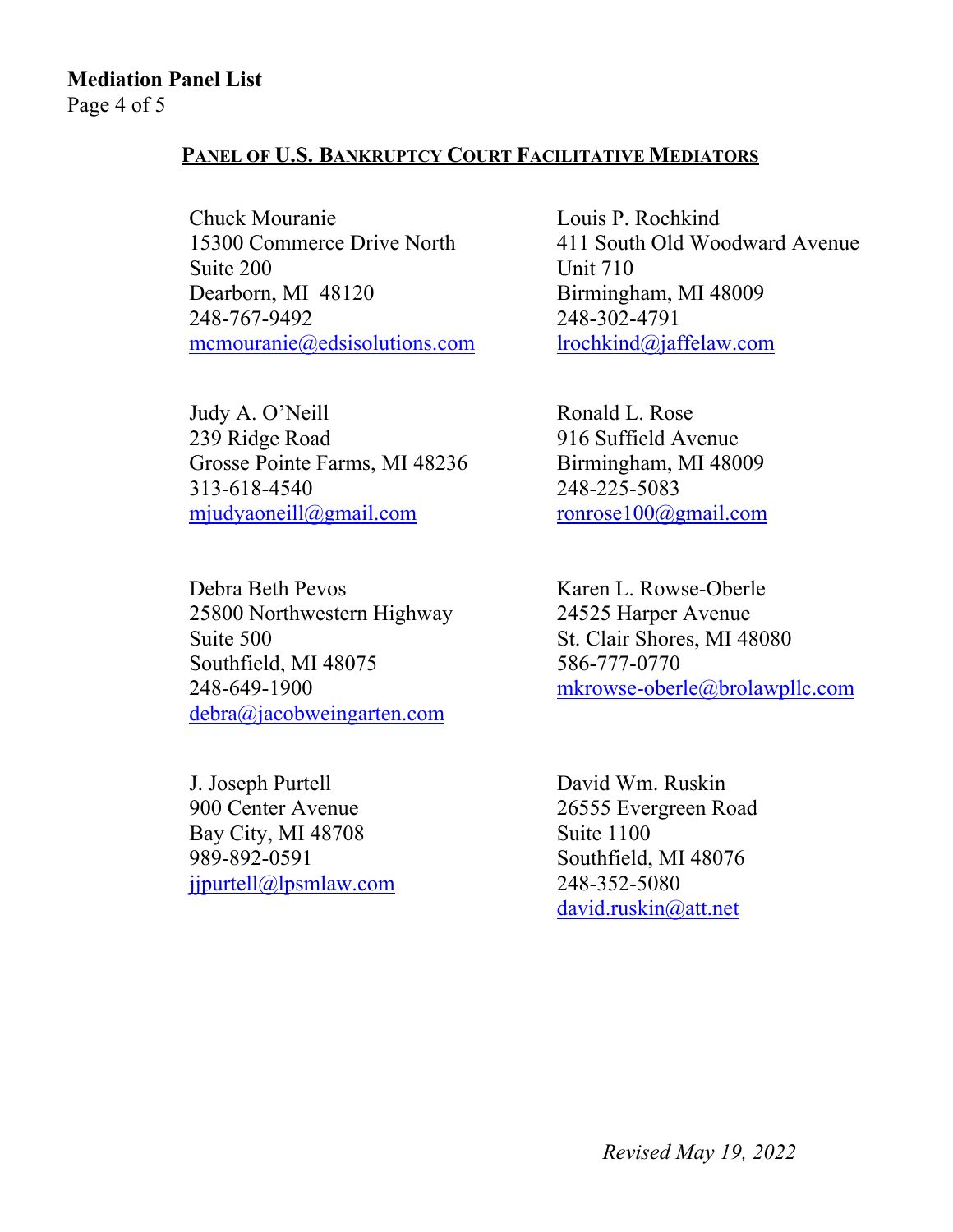## PANEL OF U.S. BANKRUPTCY COURT FACILITATIVE MEDIATORS

Chuck Mouranie
15300 Commerce Drive North
Suite 200
Dearborn, MI 48120
248-767-9492
mcmouranie@edsisolutions.com

Judy A. O'Neill
239 Ridge Road
Grosse Pointe Farms, MI 48236
313-618-4540
mjudyaoneill@gmail.com

Debra Beth Pevos
25800 Northwestern Highway
Suite 500
Southfield, MI 48075
248-649-1900
debra@jacobweingarten.com

J. Joseph Purtell
900 Center Avenue
Bay City, MI 48708
989-892-0591
jjpurtell@lpsmlaw.com

Louis P. Rochkind
411 South Old Woodward Avenue
Unit 710
Birmingham, MI 48009
248-302-4791
lrochkind@jaffelaw.com

Ronald L. Rose
916 Suffield Avenue
Birmingham, MI 48009
248-225-5083
ronrose100@gmail.com

Karen L. Rowse-Oberle
24525 Harper Avenue
St. Clair Shores, MI 48080
586-777-0770
mkrowse-oberle@brolawpllc.com

David Wm. Ruskin
26555 Evergreen Road
Suite 1100
Southfield, MI 48076
248-352-5080
david.ruskin@att.net

*Revised May 19, 2022*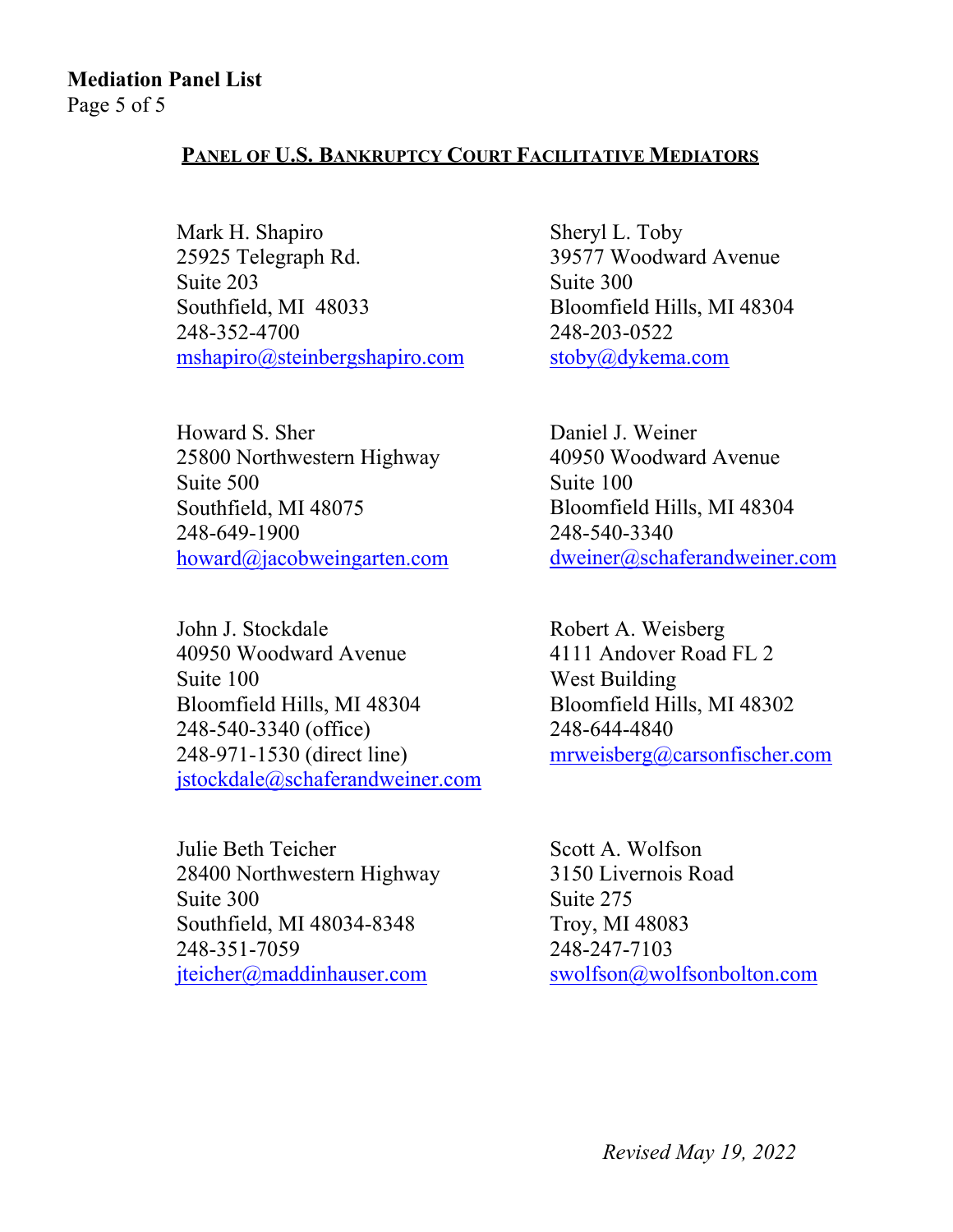## Panel of U.S. Bankruptcy Court Facilitative Mediators

Mark H. Shapiro
25925 Telegraph Rd.
Suite 203
Southfield, MI 48033
248-352-4700
mshapiro@steinbergshapiro.com

Howard S. Sher
25800 Northwestern Highway
Suite 500
Southfield, MI 48075
248-649-1900
howard@jacobweingarten.com

John J. Stockdale
40950 Woodward Avenue
Suite 100
Bloomfield Hills, MI 48304
248-540-3340 (office)
248-971-1530 (direct line)
jstockdale@schaferandweiner.com

Julie Beth Teicher
28400 Northwestern Highway
Suite 300
Southfield, MI 48034-8348
248-351-7059
jteicher@maddinhauser.com

Sheryl L. Toby
39577 Woodward Avenue
Suite 300
Bloomfield Hills, MI 48304
248-203-0522
stoby@dykema.com

Daniel J. Weiner
40950 Woodward Avenue
Suite 100
Bloomfield Hills, MI 48304
248-540-3340
dweiner@schaferandweiner.com

Robert A. Weisberg
4111 Andover Road FL 2
West Building
Bloomfield Hills, MI 48302
248-644-4840
mrweisberg@carsonfischer.com

Scott A. Wolfson
3150 Livernois Road
Suite 275
Troy, MI 48083
248-247-7103
swolfson@wolfsonbolton.com

*Revised May 19, 2022*